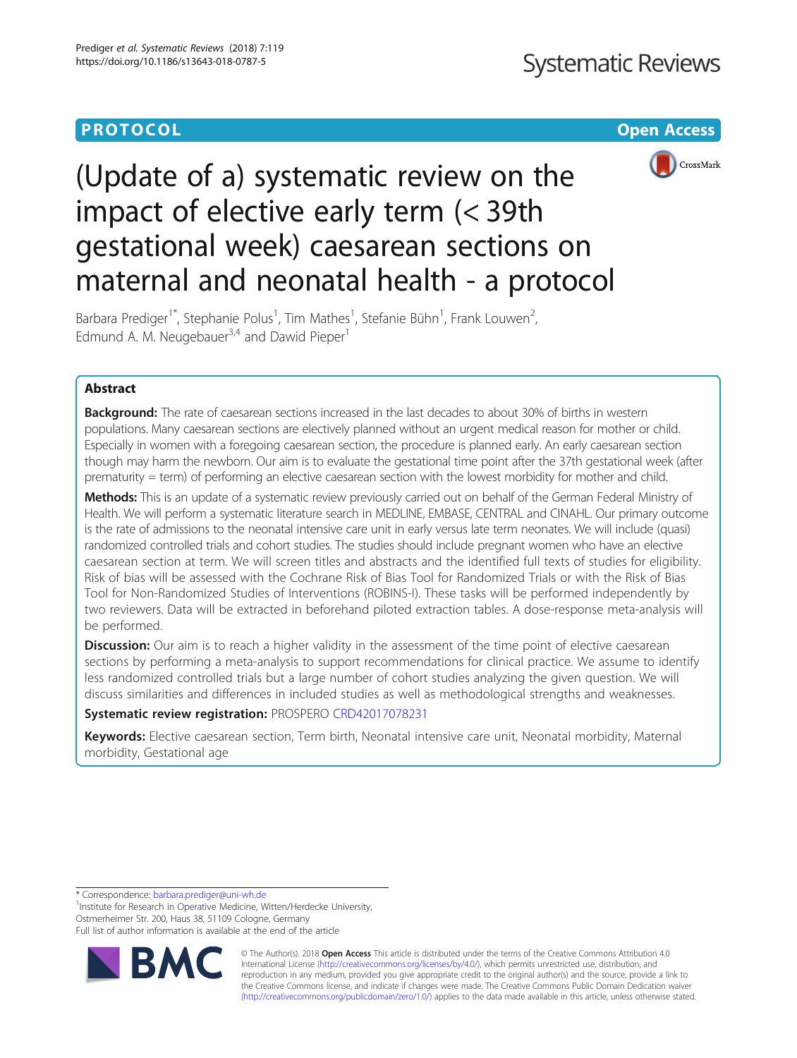**PROTOCOL** **Open Access**

# (Update of a) systematic review on the impact of elective early term (< 39th gestational week) caesarean sections on maternal and neonatal health - a protocol

Barbara Prediger[1*], Stephanie Polus[1], Tim Mathes[1], Stefanie Bühn[1], Frank Louwen[2], Edmund A. M. Neugebauer[3,4] and Dawid Pieper[1]

## Abstract

**Background:** The rate of caesarean sections increased in the last decades to about 30% of births in western populations. Many caesarean sections are electively planned without an urgent medical reason for mother or child. Especially in women with a foregoing caesarean section, the procedure is planned early. An early caesarean section though may harm the newborn. Our aim is to evaluate the gestational time point after the 37th gestational week (after prematurity = term) of performing an elective caesarean section with the lowest morbidity for mother and child.

**Methods:** This is an update of a systematic review previously carried out on behalf of the German Federal Ministry of Health. We will perform a systematic literature search in MEDLINE, EMBASE, CENTRAL and CINAHL. Our primary outcome is the rate of admissions to the neonatal intensive care unit in early versus late term neonates. We will include (quasi) randomized controlled trials and cohort studies. The studies should include pregnant women who have an elective caesarean section at term. We will screen titles and abstracts and the identified full texts of studies for eligibility. Risk of bias will be assessed with the Cochrane Risk of Bias Tool for Randomized Trials or with the Risk of Bias Tool for Non-Randomized Studies of Interventions (ROBINS-I). These tasks will be performed independently by two reviewers. Data will be extracted in beforehand piloted extraction tables. A dose-response meta-analysis will be performed.

**Discussion:** Our aim is to reach a higher validity in the assessment of the time point of elective caesarean sections by performing a meta-analysis to support recommendations for clinical practice. We assume to identify less randomized controlled trials but a large number of cohort studies analyzing the given question. We will discuss similarities and differences in included studies as well as methodological strengths and weaknesses.

**Systematic review registration:** PROSPERO CRD42017078231

**Keywords:** Elective caesarean section, Term birth, Neonatal intensive care unit, Neonatal morbidity, Maternal morbidity, Gestational age

---

* Correspondence: barbara.prediger@uni-wh.de
[1]Institute for Research in Operative Medicine, Witten/Herdecke University, Ostmerheimer Str. 200, Haus 38, 51109 Cologne, Germany
Full list of author information is available at the end of the article

© The Author(s). 2018 **Open Access** This article is distributed under the terms of the Creative Commons Attribution 4.0 International License (http://creativecommons.org/licenses/by/4.0/), which permits unrestricted use, distribution, and reproduction in any medium, provided you give appropriate credit to the original author(s) and the source, provide a link to the Creative Commons license, and indicate if changes were made. The Creative Commons Public Domain Dedication waiver (http://creativecommons.org/publicdomain/zero/1.0/) applies to the data made available in this article, unless otherwise stated.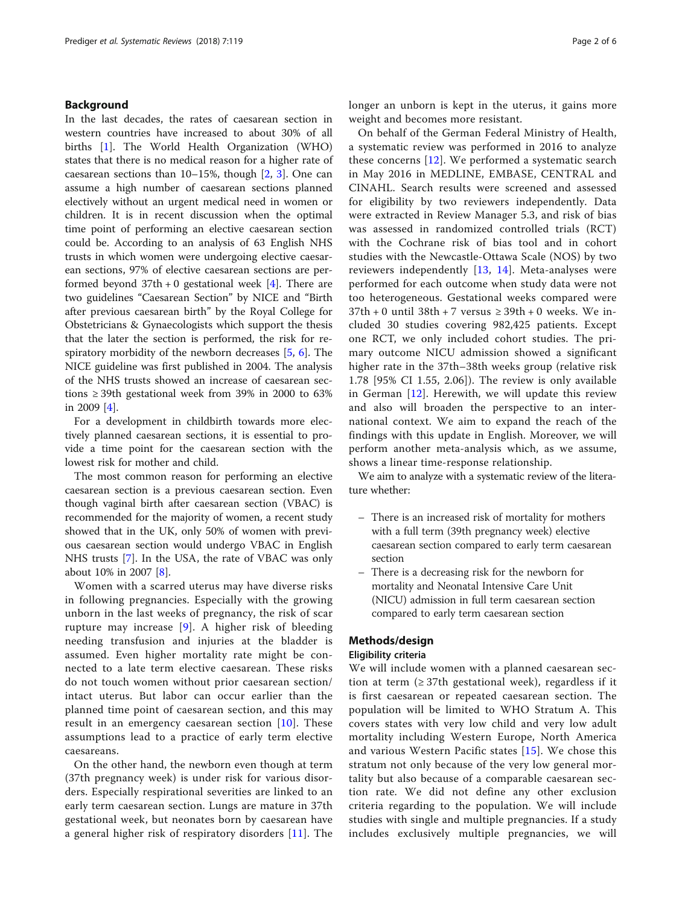## Background

In the last decades, the rates of caesarean section in western countries have increased to about 30% of all births [1]. The World Health Organization (WHO) states that there is no medical reason for a higher rate of caesarean sections than 10–15%, though [2, 3]. One can assume a high number of caesarean sections planned electively without an urgent medical need in women or children. It is in recent discussion when the optimal time point of performing an elective caesarean section could be. According to an analysis of 63 English NHS trusts in which women were undergoing elective caesarean sections, 97% of elective caesarean sections are performed beyond 37th + 0 gestational week [4]. There are two guidelines "Caesarean Section" by NICE and "Birth after previous caesarean birth" by the Royal College for Obstetricians & Gynaecologists which support the thesis that the later the section is performed, the risk for respiratory morbidity of the newborn decreases [5, 6]. The NICE guideline was first published in 2004. The analysis of the NHS trusts showed an increase of caesarean sections ≥ 39th gestational week from 39% in 2000 to 63% in 2009 [4].

For a development in childbirth towards more electively planned caesarean sections, it is essential to provide a time point for the caesarean section with the lowest risk for mother and child.

The most common reason for performing an elective caesarean section is a previous caesarean section. Even though vaginal birth after caesarean section (VBAC) is recommended for the majority of women, a recent study showed that in the UK, only 50% of women with previous caesarean section would undergo VBAC in English NHS trusts [7]. In the USA, the rate of VBAC was only about 10% in 2007 [8].

Women with a scarred uterus may have diverse risks in following pregnancies. Especially with the growing unborn in the last weeks of pregnancy, the risk of scar rupture may increase [9]. A higher risk of bleeding needing transfusion and injuries at the bladder is assumed. Even higher mortality rate might be connected to a late term elective caesarean. These risks do not touch women without prior caesarean section/intact uterus. But labor can occur earlier than the planned time point of caesarean section, and this may result in an emergency caesarean section [10]. These assumptions lead to a practice of early term elective caesareans.

On the other hand, the newborn even though at term (37th pregnancy week) is under risk for various disorders. Especially respirational severities are linked to an early term caesarean section. Lungs are mature in 37th gestational week, but neonates born by caesarean have a general higher risk of respiratory disorders [11]. The longer an unborn is kept in the uterus, it gains more weight and becomes more resistant.

On behalf of the German Federal Ministry of Health, a systematic review was performed in 2016 to analyze these concerns [12]. We performed a systematic search in May 2016 in MEDLINE, EMBASE, CENTRAL and CINAHL. Search results were screened and assessed for eligibility by two reviewers independently. Data were extracted in Review Manager 5.3, and risk of bias was assessed in randomized controlled trials (RCT) with the Cochrane risk of bias tool and in cohort studies with the Newcastle-Ottawa Scale (NOS) by two reviewers independently [13, 14]. Meta-analyses were performed for each outcome when study data were not too heterogeneous. Gestational weeks compared were 37th + 0 until 38th + 7 versus ≥ 39th + 0 weeks. We included 30 studies covering 982,425 patients. Except one RCT, we only included cohort studies. The primary outcome NICU admission showed a significant higher rate in the 37th–38th weeks group (relative risk 1.78 [95% CI 1.55, 2.06]). The review is only available in German [12]. Herewith, we will update this review and also will broaden the perspective to an international context. We aim to expand the reach of the findings with this update in English. Moreover, we will perform another meta-analysis which, as we assume, shows a linear time-response relationship.

We aim to analyze with a systematic review of the literature whether:

- There is an increased risk of mortality for mothers with a full term (39th pregnancy week) elective caesarean section compared to early term caesarean section
- There is a decreasing risk for the newborn for mortality and Neonatal Intensive Care Unit (NICU) admission in full term caesarean section compared to early term caesarean section

## Methods/design

### Eligibility criteria

We will include women with a planned caesarean section at term (≥ 37th gestational week), regardless if it is first caesarean or repeated caesarean section. The population will be limited to WHO Stratum A. This covers states with very low child and very low adult mortality including Western Europe, North America and various Western Pacific states [15]. We chose this stratum not only because of the very low general mortality but also because of a comparable caesarean section rate. We did not define any other exclusion criteria regarding to the population. We will include studies with single and multiple pregnancies. If a study includes exclusively multiple pregnancies, we will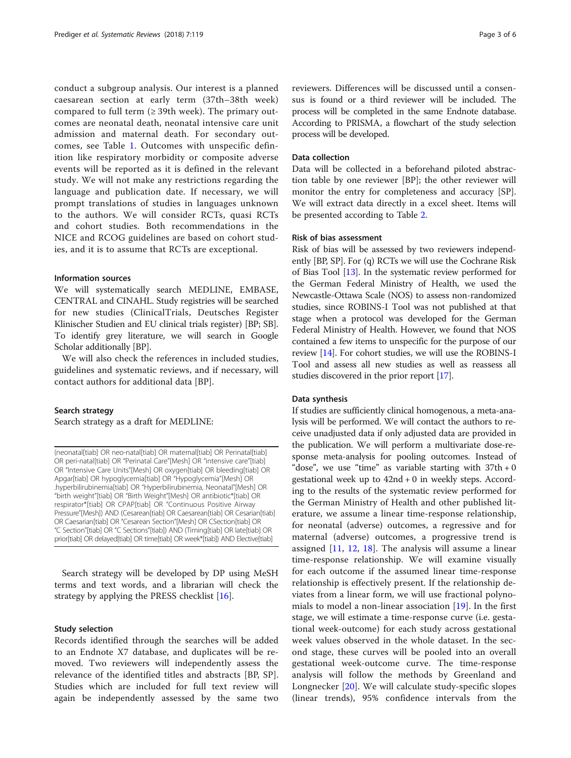conduct a subgroup analysis. Our interest is a planned caesarean section at early term (37th–38th week) compared to full term (≥ 39th week). The primary outcomes are neonatal death, neonatal intensive care unit admission and maternal death. For secondary outcomes, see Table 1. Outcomes with unspecific definition like respiratory morbidity or composite adverse events will be reported as it is defined in the relevant study. We will not make any restrictions regarding the language and publication date. If necessary, we will prompt translations of studies in languages unknown to the authors. We will consider RCTs, quasi RCTs and cohort studies. Both recommendations in the NICE and RCOG guidelines are based on cohort studies, and it is to assume that RCTs are exceptional.

#### Information sources

We will systematically search MEDLINE, EMBASE, CENTRAL and CINAHL. Study registries will be searched for new studies (ClinicalTrials, Deutsches Register Klinischer Studien and EU clinical trials register) [BP; SB]. To identify grey literature, we will search in Google Scholar additionally [BP].

We will also check the references in included studies, guidelines and systematic reviews, and if necessary, will contact authors for additional data [BP].

#### Search strategy

Search strategy as a draft for MEDLINE:

(neonatal[tiab] OR neo-natal[tiab] OR maternal[tiab] OR Perinatal[tiab] OR peri-natal[tiab] OR "Perinatal Care"[Mesh] OR "intensive care"[tiab] OR "Intensive Care Units"[Mesh] OR oxygen[tiab] OR bleeding[tiab] OR Apgar[tiab] OR hypoglycemia[tiab] OR "Hypoglycemia"[Mesh] OR .hyperbilirubinemia[tiab] OR "Hyperbilirubinemia, Neonatal"[Mesh] OR "birth weight"[tiab] OR "Birth Weight"[Mesh] OR antibiotic*[tiab] OR respirator*[tiab] OR CPAP[tiab] OR "Continuous Positive Airway Pressure"[Mesh]) AND (Cesarean[tiab] OR Caesarean[tiab] OR Cesarian[tiab] OR Caesarian[tiab] OR "Cesarean Section"[Mesh] OR CSection[tiab] OR "C Section"[tiab] OR "C Sections"[tiab]) AND (Timing[tiab] OR late[tiab] OR prior[tiab] OR delayed[tiab] OR time[tiab] OR week*[tiab]) AND Elective[tiab]

Search strategy will be developed by DP using MeSH terms and text words, and a librarian will check the strategy by applying the PRESS checklist [16].

#### Study selection

Records identified through the searches will be added to an Endnote X7 database, and duplicates will be removed. Two reviewers will independently assess the relevance of the identified titles and abstracts [BP, SP]. Studies which are included for full text review will again be independently assessed by the same two reviewers. Differences will be discussed until a consensus is found or a third reviewer will be included. The process will be completed in the same Endnote database. According to PRISMA, a flowchart of the study selection process will be developed.

#### Data collection

Data will be collected in a beforehand piloted abstraction table by one reviewer [BP]; the other reviewer will monitor the entry for completeness and accuracy [SP]. We will extract data directly in a excel sheet. Items will be presented according to Table 2.

#### Risk of bias assessment

Risk of bias will be assessed by two reviewers independently [BP, SP]. For (q) RCTs we will use the Cochrane Risk of Bias Tool [13]. In the systematic review performed for the German Federal Ministry of Health, we used the Newcastle-Ottawa Scale (NOS) to assess non-randomized studies, since ROBINS-I Tool was not published at that stage when a protocol was developed for the German Federal Ministry of Health. However, we found that NOS contained a few items to unspecific for the purpose of our review [14]. For cohort studies, we will use the ROBINS-I Tool and assess all new studies as well as reassess all studies discovered in the prior report [17].

#### Data synthesis

If studies are sufficiently clinical homogenous, a meta-analysis will be performed. We will contact the authors to receive unadjusted data if only adjusted data are provided in the publication. We will perform a multivariate dose-response meta-analysis for pooling outcomes. Instead of "dose", we use "time" as variable starting with 37th + 0 gestational week up to 42nd + 0 in weekly steps. According to the results of the systematic review performed for the German Ministry of Health and other published literature, we assume a linear time-response relationship, for neonatal (adverse) outcomes, a regressive and for maternal (adverse) outcomes, a progressive trend is assigned [11, 12, 18]. The analysis will assume a linear time-response relationship. We will examine visually for each outcome if the assumed linear time-response relationship is effectively present. If the relationship deviates from a linear form, we will use fractional polynomials to model a non-linear association [19]. In the first stage, we will estimate a time-response curve (i.e. gestational week-outcome) for each study across gestational week values observed in the whole dataset. In the second stage, these curves will be pooled into an overall gestational week-outcome curve. The time-response analysis will follow the methods by Greenland and Longnecker [20]. We will calculate study-specific slopes (linear trends), 95% confidence intervals from the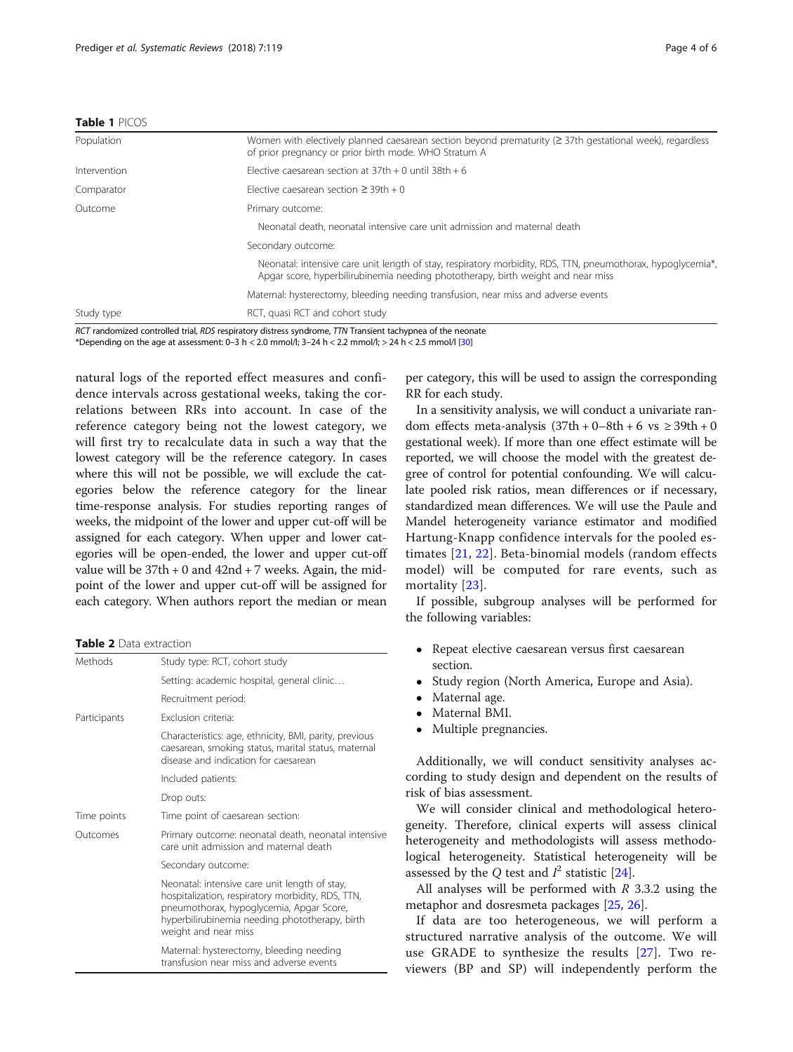**Table 1** PICOS

| | |
|---|---|
| Population | Women with electively planned caesarean section beyond prematurity (≥ 37th gestational week), regardless of prior pregnancy or prior birth mode. WHO Stratum A |
| Intervention | Elective caesarean section at 37th + 0 until 38th + 6 |
| Comparator | Elective caesarean section ≥ 39th + 0 |
| Outcome | Primary outcome: |
| | Neonatal death, neonatal intensive care unit admission and maternal death |
| | Secondary outcome: |
| | Neonatal: intensive care unit length of stay, respiratory morbidity, RDS, TTN, pneumothorax, hypoglycemia*, Apgar score, hyperbilirubinemia needing phototherapy, birth weight and near miss |
| | Maternal: hysterectomy, bleeding needing transfusion, near miss and adverse events |
| Study type | RCT, quasi RCT and cohort study |

*RCT* randomized controlled trial, *RDS* respiratory distress syndrome, *TTN* Transient tachypnea of the neonate
*Depending on the age at assessment: 0–3 h < 2.0 mmol/l; 3–24 h < 2.2 mmol/l; > 24 h < 2.5 mmol/l [30]

natural logs of the reported effect measures and confidence intervals across gestational weeks, taking the correlations between RRs into account. In case of the reference category being not the lowest category, we will first try to recalculate data in such a way that the lowest category will be the reference category. In cases where this will not be possible, we will exclude the categories below the reference category for the linear time-response analysis. For studies reporting ranges of weeks, the midpoint of the lower and upper cut-off will be assigned for each category. When upper and lower categories will be open-ended, the lower and upper cut-off value will be 37th + 0 and 42nd + 7 weeks. Again, the midpoint of the lower and upper cut-off will be assigned for each category. When authors report the median or mean per category, this will be used to assign the corresponding RR for each study.

**Table 2** Data extraction

| | |
|---|---|
| Methods | Study type: RCT, cohort study |
| | Setting: academic hospital, general clinic… |
| | Recruitment period: |
| Participants | Exclusion criteria: |
| | Characteristics: age, ethnicity, BMI, parity, previous caesarean, smoking status, marital status, maternal disease and indication for caesarean |
| | Included patients: |
| | Drop outs: |
| Time points | Time point of caesarean section: |
| Outcomes | Primary outcome: neonatal death, neonatal intensive care unit admission and maternal death |
| | Secondary outcome: |
| | Neonatal: intensive care unit length of stay, hospitalization, respiratory morbidity, RDS, TTN, pneumothorax, hypoglycemia, Apgar Score, hyperbilirubinemia needing phototherapy, birth weight and near miss |
| | Maternal: hysterectomy, bleeding needing transfusion near miss and adverse events |

In a sensitivity analysis, we will conduct a univariate random effects meta-analysis (37th + 0–8th + 6 vs ≥ 39th + 0 gestational week). If more than one effect estimate will be reported, we will choose the model with the greatest degree of control for potential confounding. We will calculate pooled risk ratios, mean differences or if necessary, standardized mean differences. We will use the Paule and Mandel heterogeneity variance estimator and modified Hartung-Knapp confidence intervals for the pooled estimates [21, 22]. Beta-binomial models (random effects model) will be computed for rare events, such as mortality [23].

If possible, subgroup analyses will be performed for the following variables:

- Repeat elective caesarean versus first caesarean section.
- Study region (North America, Europe and Asia).
- Maternal age.
- Maternal BMI.
- Multiple pregnancies.

Additionally, we will conduct sensitivity analyses according to study design and dependent on the results of risk of bias assessment.

We will consider clinical and methodological heterogeneity. Therefore, clinical experts will assess clinical heterogeneity and methodologists will assess methodological heterogeneity. Statistical heterogeneity will be assessed by the $Q$ test and $I^2$ statistic [24].

All analyses will be performed with *R* 3.3.2 using the metaphor and dosresmeta packages [25, 26].

If data are too heterogeneous, we will perform a structured narrative analysis of the outcome. We will use GRADE to synthesize the results [27]. Two reviewers (BP and SP) will independently perform the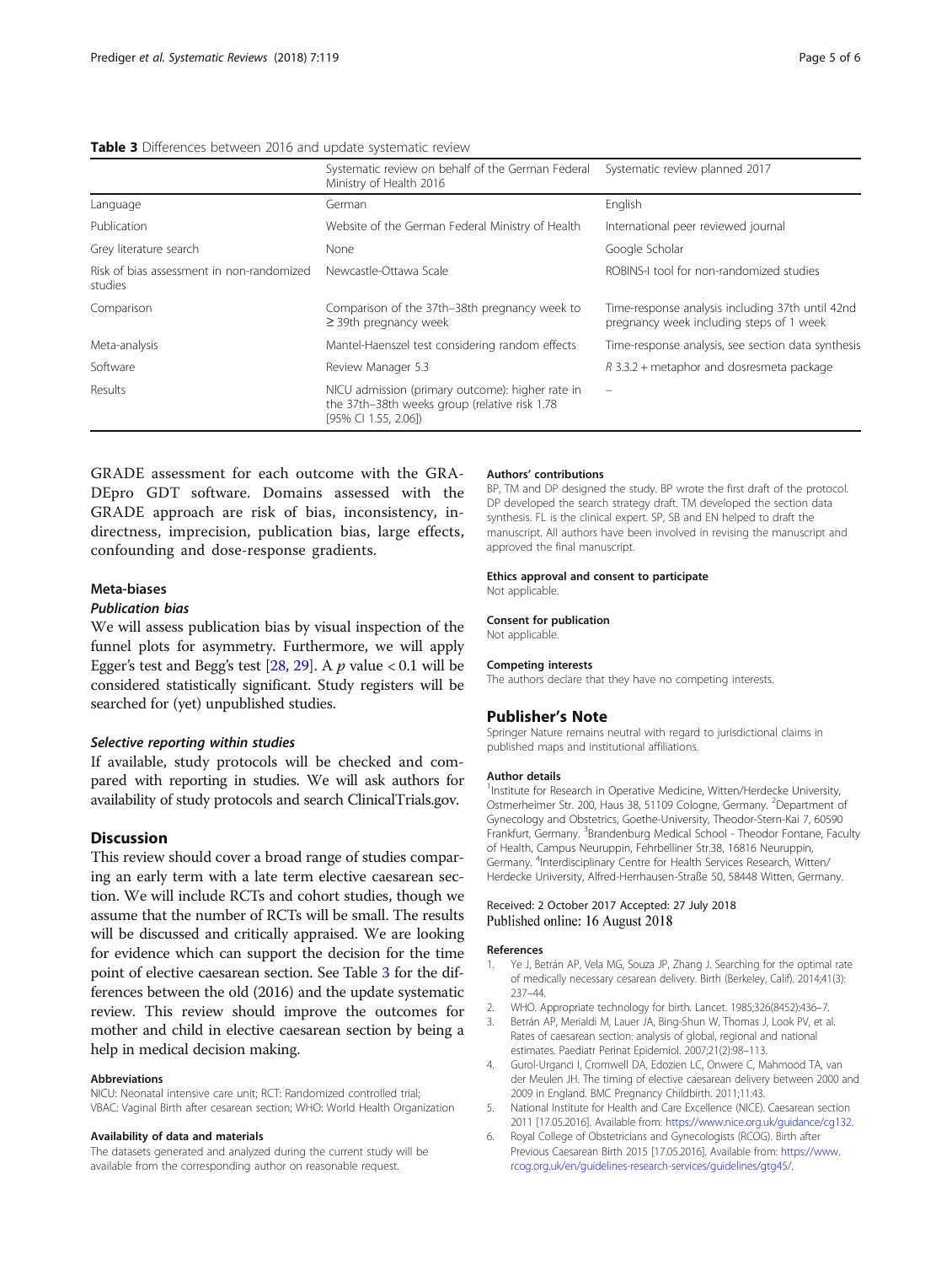**Table 3** Differences between 2016 and update systematic review

| | Systematic review on behalf of the German Federal Ministry of Health 2016 | Systematic review planned 2017 |
|---|---|---|
| Language | German | English |
| Publication | Website of the German Federal Ministry of Health | International peer reviewed journal |
| Grey literature search | None | Google Scholar |
| Risk of bias assessment in non-randomized studies | Newcastle-Ottawa Scale | ROBINS-I tool for non-randomized studies |
| Comparison | Comparison of the 37th–38th pregnancy week to ≥ 39th pregnancy week | Time-response analysis including 37th until 42nd pregnancy week including steps of 1 week |
| Meta-analysis | Mantel-Haenszel test considering random effects | Time-response analysis, see section data synthesis |
| Software | Review Manager 5.3 | *R* 3.3.2 + metaphor and dosresmeta package |
| Results | NICU admission (primary outcome): higher rate in the 37th–38th weeks group (relative risk 1.78 [95% CI 1.55, 2.06]) | – |

GRADE assessment for each outcome with the GRADEpro GDT software. Domains assessed with the GRADE approach are risk of bias, inconsistency, indirectness, imprecision, publication bias, large effects, confounding and dose-response gradients.

### Meta-biases

#### *Publication bias*

We will assess publication bias by visual inspection of the funnel plots for asymmetry. Furthermore, we will apply Egger's test and Begg's test [28, 29]. A $p$ value < 0.1 will be considered statistically significant. Study registers will be searched for (yet) unpublished studies.

#### *Selective reporting within studies*

If available, study protocols will be checked and compared with reporting in studies. We will ask authors for availability of study protocols and search ClinicalTrials.gov.

## Discussion

This review should cover a broad range of studies comparing an early term with a late term elective caesarean section. We will include RCTs and cohort studies, though we assume that the number of RCTs will be small. The results will be discussed and critically appraised. We are looking for evidence which can support the decision for the time point of elective caesarean section. See Table 3 for the differences between the old (2016) and the update systematic review. This review should improve the outcomes for mother and child in elective caesarean section by being a help in medical decision making.

#### Abbreviations

NICU: Neonatal intensive care unit; RCT: Randomized controlled trial; VBAC: Vaginal Birth after cesarean section; WHO: World Health Organization

#### Availability of data and materials

The datasets generated and analyzed during the current study will be available from the corresponding author on reasonable request.

#### Authors' contributions

BP, TM and DP designed the study. BP wrote the first draft of the protocol. DP developed the search strategy draft. TM developed the section data synthesis. FL is the clinical expert. SP, SB and EN helped to draft the manuscript. All authors have been involved in revising the manuscript and approved the final manuscript.

#### Ethics approval and consent to participate

Not applicable.

#### Consent for publication

Not applicable.

#### Competing interests

The authors declare that they have no competing interests.

## Publisher's Note

Springer Nature remains neutral with regard to jurisdictional claims in published maps and institutional affiliations.

#### Author details

[1]Institute for Research in Operative Medicine, Witten/Herdecke University, Ostmerheimer Str. 200, Haus 38, 51109 Cologne, Germany. [2]Department of Gynecology and Obstetrics, Goethe-University, Theodor-Stern-Kai 7, 60590 Frankfurt, Germany. [3]Brandenburg Medical School - Theodor Fontane, Faculty of Health, Campus Neuruppin, Fehrbelliner Str.38, 16816 Neuruppin, Germany. [4]Interdisciplinary Centre for Health Services Research, Witten/Herdecke University, Alfred-Herrhausen-Straße 50, 58448 Witten, Germany.

Received: 2 October 2017 Accepted: 27 July 2018
Published online: 16 August 2018

#### References

1. Ye J, Betrán AP, Vela MG, Souza JP, Zhang J. Searching for the optimal rate of medically necessary cesarean delivery. Birth (Berkeley, Calif). 2014;41(3): 237–44.
2. WHO. Appropriate technology for birth. Lancet. 1985;326(8452):436–7.
3. Betrán AP, Merialdi M, Lauer JA, Bing-Shun W, Thomas J, Look PV, et al. Rates of caesarean section: analysis of global, regional and national estimates. Paediatr Perinat Epidemiol. 2007;21(2):98–113.
4. Gurol-Urganci I, Cromwell DA, Edozien LC, Onwere C, Mahmood TA, van der Meulen JH. The timing of elective caesarean delivery between 2000 and 2009 in England. BMC Pregnancy Childbirth. 2011;11:43.
5. National Institute for Health and Care Excellence (NICE). Caesarean section 2011 [17.05.2016]. Available from: https://www.nice.org.uk/guidance/cg132.
6. Royal College of Obstetricians and Gynecologists (RCOG). Birth after Previous Caesarean Birth 2015 [17.05.2016]. Available from: https://www.rcog.org.uk/en/guidelines-research-services/guidelines/gtg45/.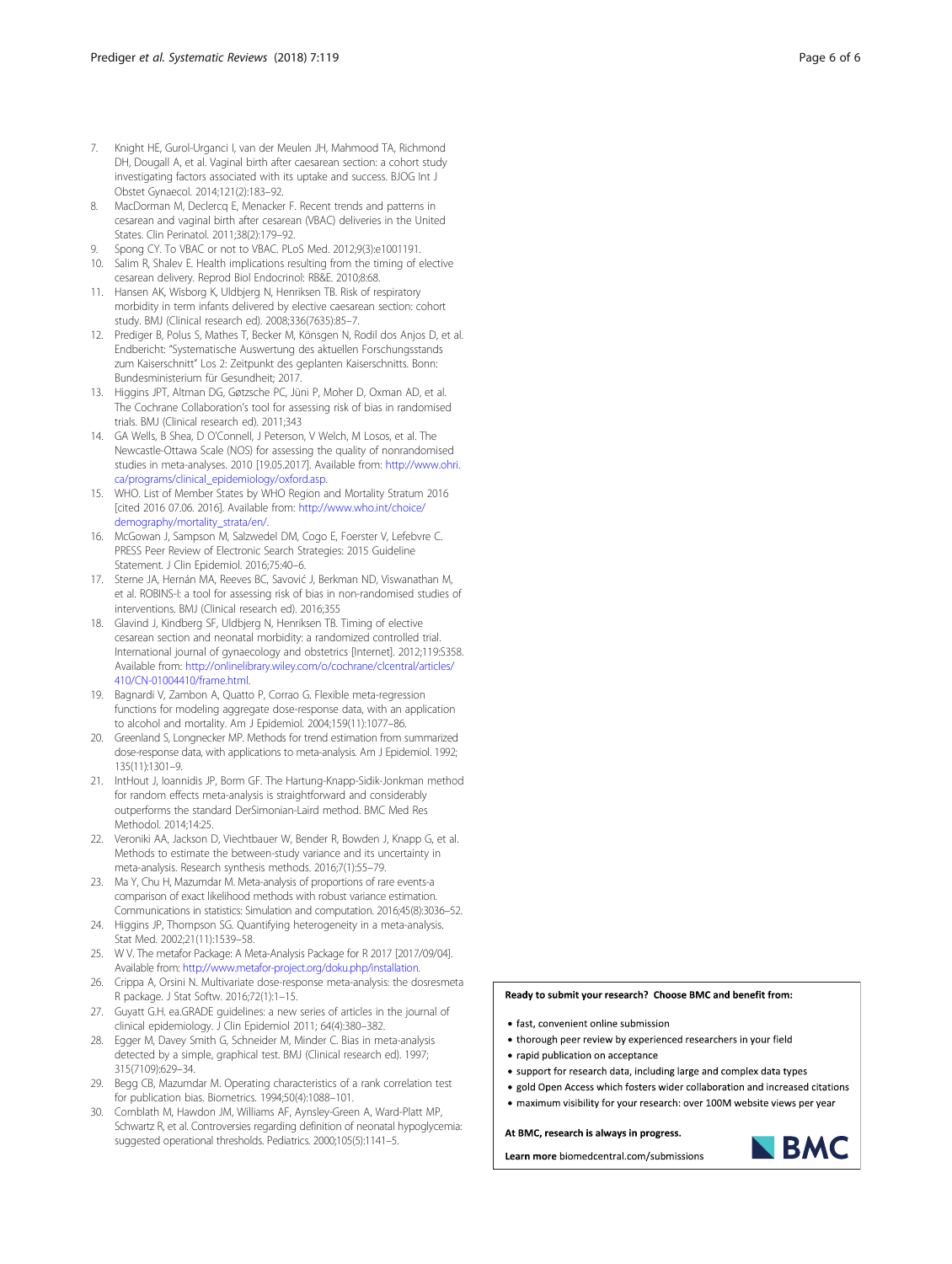7. Knight HE, Gurol-Urganci I, van der Meulen JH, Mahmood TA, Richmond DH, Dougall A, et al. Vaginal birth after caesarean section: a cohort study investigating factors associated with its uptake and success. BJOG Int J Obstet Gynaecol. 2014;121(2):183–92.
8. MacDorman M, Declercq E, Menacker F. Recent trends and patterns in cesarean and vaginal birth after cesarean (VBAC) deliveries in the United States. Clin Perinatol. 2011;38(2):179–92.
9. Spong CY. To VBAC or not to VBAC. PLoS Med. 2012;9(3):e1001191.
10. Salim R, Shalev E. Health implications resulting from the timing of elective cesarean delivery. Reprod Biol Endocrinol: RB&E. 2010;8:68.
11. Hansen AK, Wisborg K, Uldbjerg N, Henriksen TB. Risk of respiratory morbidity in term infants delivered by elective caesarean section: cohort study. BMJ (Clinical research ed). 2008;336(7635):85–7.
12. Prediger B, Polus S, Mathes T, Becker M, Könsgen N, Rodil dos Anjos D, et al. Endbericht: "Systematische Auswertung des aktuellen Forschungsstands zum Kaiserschnitt" Los 2: Zeitpunkt des geplanten Kaiserschnitts. Bonn: Bundesministerium für Gesundheit; 2017.
13. Higgins JPT, Altman DG, Gøtzsche PC, Jüni P, Moher D, Oxman AD, et al. The Cochrane Collaboration's tool for assessing risk of bias in randomised trials. BMJ (Clinical research ed). 2011;343
14. GA Wells, B Shea, D O'Connell, J Peterson, V Welch, M Losos, et al. The Newcastle-Ottawa Scale (NOS) for assessing the quality of nonrandomised studies in meta-analyses. 2010 [19.05.2017]. Available from: http://www.ohri.ca/programs/clinical_epidemiology/oxford.asp.
15. WHO. List of Member States by WHO Region and Mortality Stratum 2016 [cited 2016 07.06. 2016]. Available from: http://www.who.int/choice/demography/mortality_strata/en/.
16. McGowan J, Sampson M, Salzwedel DM, Cogo E, Foerster V, Lefebvre C. PRESS Peer Review of Electronic Search Strategies: 2015 Guideline Statement. J Clin Epidemiol. 2016;75:40–6.
17. Sterne JA, Hernán MA, Reeves BC, Savović J, Berkman ND, Viswanathan M, et al. ROBINS-I: a tool for assessing risk of bias in non-randomised studies of interventions. BMJ (Clinical research ed). 2016;355
18. Glavind J, Kindberg SF, Uldbjerg N, Henriksen TB. Timing of elective cesarean section and neonatal morbidity: a randomized controlled trial. International journal of gynaecology and obstetrics [Internet]. 2012;119:S358. Available from: http://onlinelibrary.wiley.com/o/cochrane/clcentral/articles/410/CN-01004410/frame.html.
19. Bagnardi V, Zambon A, Quatto P, Corrao G. Flexible meta-regression functions for modeling aggregate dose-response data, with an application to alcohol and mortality. Am J Epidemiol. 2004;159(11):1077–86.
20. Greenland S, Longnecker MP. Methods for trend estimation from summarized dose-response data, with applications to meta-analysis. Am J Epidemiol. 1992; 135(11):1301–9.
21. IntHout J, Ioannidis JP, Borm GF. The Hartung-Knapp-Sidik-Jonkman method for random effects meta-analysis is straightforward and considerably outperforms the standard DerSimonian-Laird method. BMC Med Res Methodol. 2014;14:25.
22. Veroniki AA, Jackson D, Viechtbauer W, Bender R, Bowden J, Knapp G, et al. Methods to estimate the between-study variance and its uncertainty in meta-analysis. Research synthesis methods. 2016;7(1):55–79.
23. Ma Y, Chu H, Mazumdar M. Meta-analysis of proportions of rare events-a comparison of exact likelihood methods with robust variance estimation. Communications in statistics: Simulation and computation. 2016;45(8):3036–52.
24. Higgins JP, Thompson SG. Quantifying heterogeneity in a meta-analysis. Stat Med. 2002;21(11):1539–58.
25. W V. The metafor Package: A Meta-Analysis Package for R 2017 [2017/09/04]. Available from: http://www.metafor-project.org/doku.php/installation.
26. Crippa A, Orsini N. Multivariate dose-response meta-analysis: the dosresmeta R package. J Stat Softw. 2016;72(1):1–15.
27. Guyatt G.H. ea.GRADE guidelines: a new series of articles in the journal of clinical epidemiology. J Clin Epidemiol 2011; 64(4):380–382.
28. Egger M, Davey Smith G, Schneider M, Minder C. Bias in meta-analysis detected by a simple, graphical test. BMJ (Clinical research ed). 1997; 315(7109):629–34.
29. Begg CB, Mazumdar M. Operating characteristics of a rank correlation test for publication bias. Biometrics. 1994;50(4):1088–101.
30. Cornblath M, Hawdon JM, Williams AF, Aynsley-Green A, Ward-Platt MP, Schwartz R, et al. Controversies regarding definition of neonatal hypoglycemia: suggested operational thresholds. Pediatrics. 2000;105(5):1141–5.

**Ready to submit your research? Choose BMC and benefit from:**

- fast, convenient online submission
- thorough peer review by experienced researchers in your field
- rapid publication on acceptance
- support for research data, including large and complex data types
- gold Open Access which fosters wider collaboration and increased citations
- maximum visibility for your research: over 100M website views per year

**At BMC, research is always in progress.**

**Learn more** biomedcentral.com/submissions

BMC